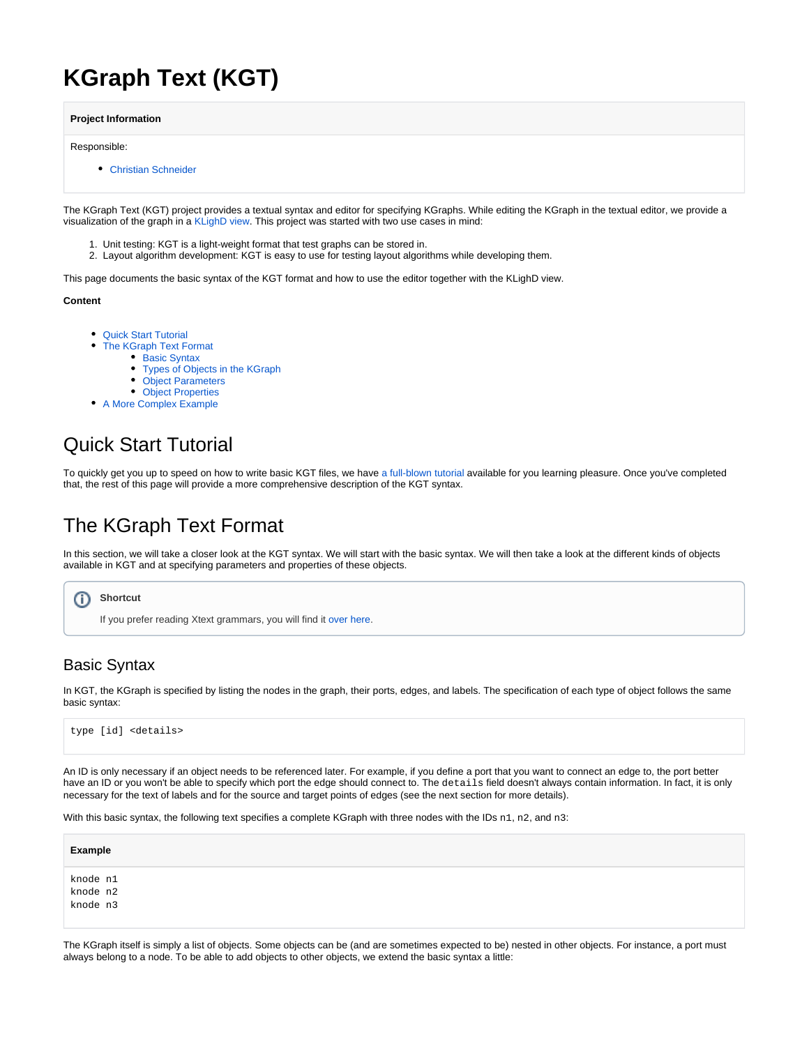# KGraph Text (KGT)

**Project Information**

Responsible:

- Christian Schneider

The KGraph Text (KGT) project provides a textual syntax and editor for specifying KGraphs. While editing the KGraph in the textual editor, we provide a visualization of the graph in a KLighD view. This project was started with two use cases in mind:

1. Unit testing: KGT is a light-weight format that test graphs can be stored in.
2. Layout algorithm development: KGT is easy to use for testing layout algorithms while developing them.

This page documents the basic syntax of the KGT format and how to use the editor together with the KLighD view.

**Content**

- Quick Start Tutorial
- The KGraph Text Format
  - Basic Syntax
  - Types of Objects in the KGraph
  - Object Parameters
  - Object Properties
- A More Complex Example

## Quick Start Tutorial

To quickly get you up to speed on how to write basic KGT files, we have a full-blown tutorial available for you learning pleasure. Once you've completed that, the rest of this page will provide a more comprehensive description of the KGT syntax.

## The KGraph Text Format

In this section, we will take a closer look at the KGT syntax. We will start with the basic syntax. We will then take a look at the different kinds of objects available in KGT and at specifying parameters and properties of these objects.

> **Shortcut**
>
> If you prefer reading Xtext grammars, you will find it over here.

### Basic Syntax

In KGT, the KGraph is specified by listing the nodes in the graph, their ports, edges, and labels. The specification of each type of object follows the same basic syntax:

```
type [id] <details>
```

An ID is only necessary if an object needs to be referenced later. For example, if you define a port that you want to connect an edge to, the port better have an ID or you won't be able to specify which port the edge should connect to. The `details` field doesn't always contain information. In fact, it is only necessary for the text of labels and for the source and target points of edges (see the next section for more details).

With this basic syntax, the following text specifies a complete KGraph with three nodes with the IDs `n1`, `n2`, and `n3`:

**Example**

```
knode n1
knode n2
knode n3
```

The KGraph itself is simply a list of objects. Some objects can be (and are sometimes expected to be) nested in other objects. For instance, a port must always belong to a node. To be able to add objects to other objects, we extend the basic syntax a little: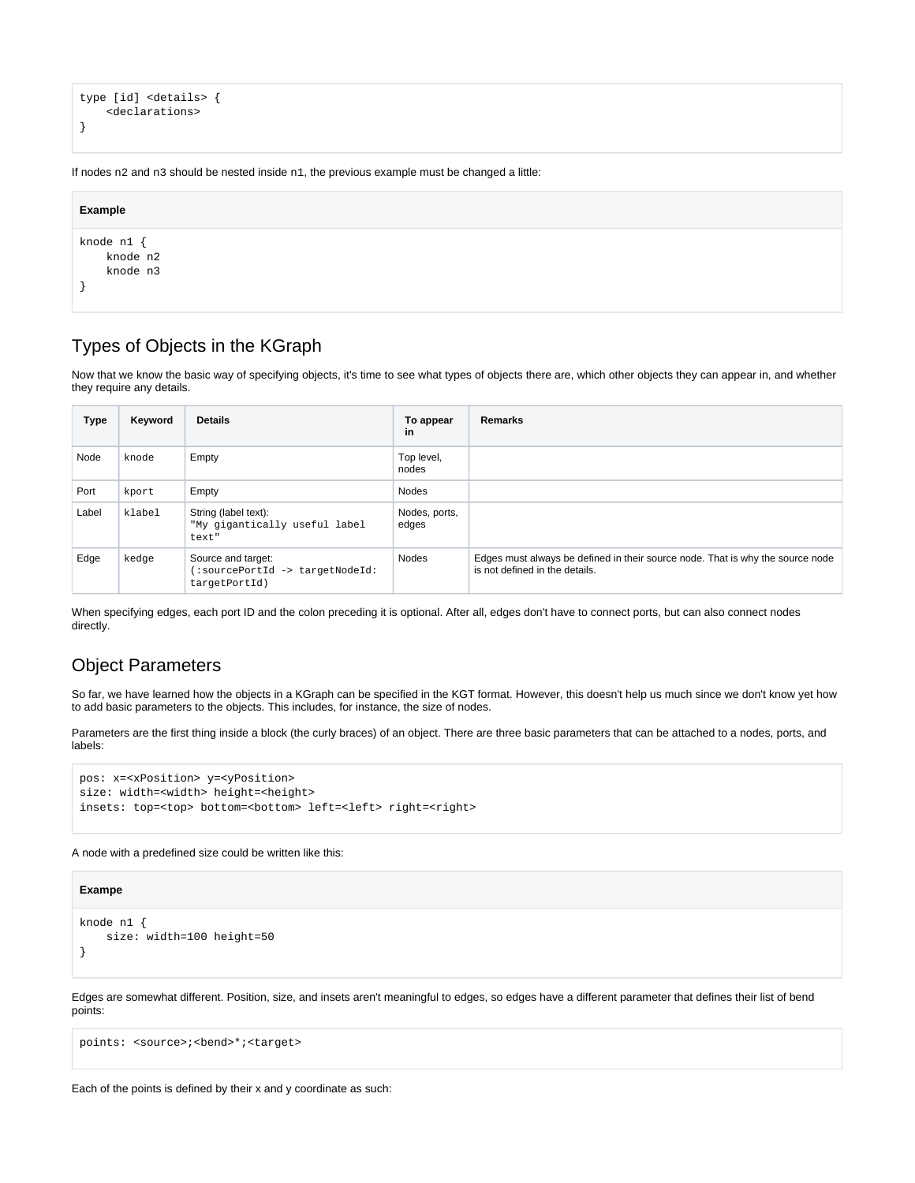```
type [id] <details> {
    <declarations>
}
```

If nodes n2 and n3 should be nested inside n1, the previous example must be changed a little:

**Example**

```
knode n1 {
    knode n2
    knode n3
}
```

## Types of Objects in the KGraph

Now that we know the basic way of specifying objects, it's time to see what types of objects there are, which other objects they can appear in, and whether they require any details.

| Type | Keyword | Details | To appear in | Remarks |
|---|---|---|---|---|
| Node | `knode` | Empty | Top level, nodes | |
| Port | `kport` | Empty | Nodes | |
| Label | `klabel` | String (label text): `"My gigantically useful label text"` | Nodes, ports, edges | |
| Edge | `kedge` | Source and target: `(:sourcePortId -> targetNodeId:targetPortId)` | Nodes | Edges must always be defined in their source node. That is why the source node is not defined in the details. |

When specifying edges, each port ID and the colon preceding it is optional. After all, edges don't have to connect ports, but can also connect nodes directly.

## Object Parameters

So far, we have learned how the objects in a KGraph can be specified in the KGT format. However, this doesn't help us much since we don't know yet how to add basic parameters to the objects. This includes, for instance, the size of nodes.

Parameters are the first thing inside a block (the curly braces) of an object. There are three basic parameters that can be attached to a nodes, ports, and labels:

```
pos: x=<xPosition> y=<yPosition>
size: width=<width> height=<height>
insets: top=<top> bottom=<bottom> left=<left> right=<right>
```

A node with a predefined size could be written like this:

**Exampe**

```
knode n1 {
    size: width=100 height=50
}
```

Edges are somewhat different. Position, size, and insets aren't meaningful to edges, so edges have a different parameter that defines their list of bend points:

```
points: <source>;<bend>*;<target>
```

Each of the points is defined by their x and y coordinate as such: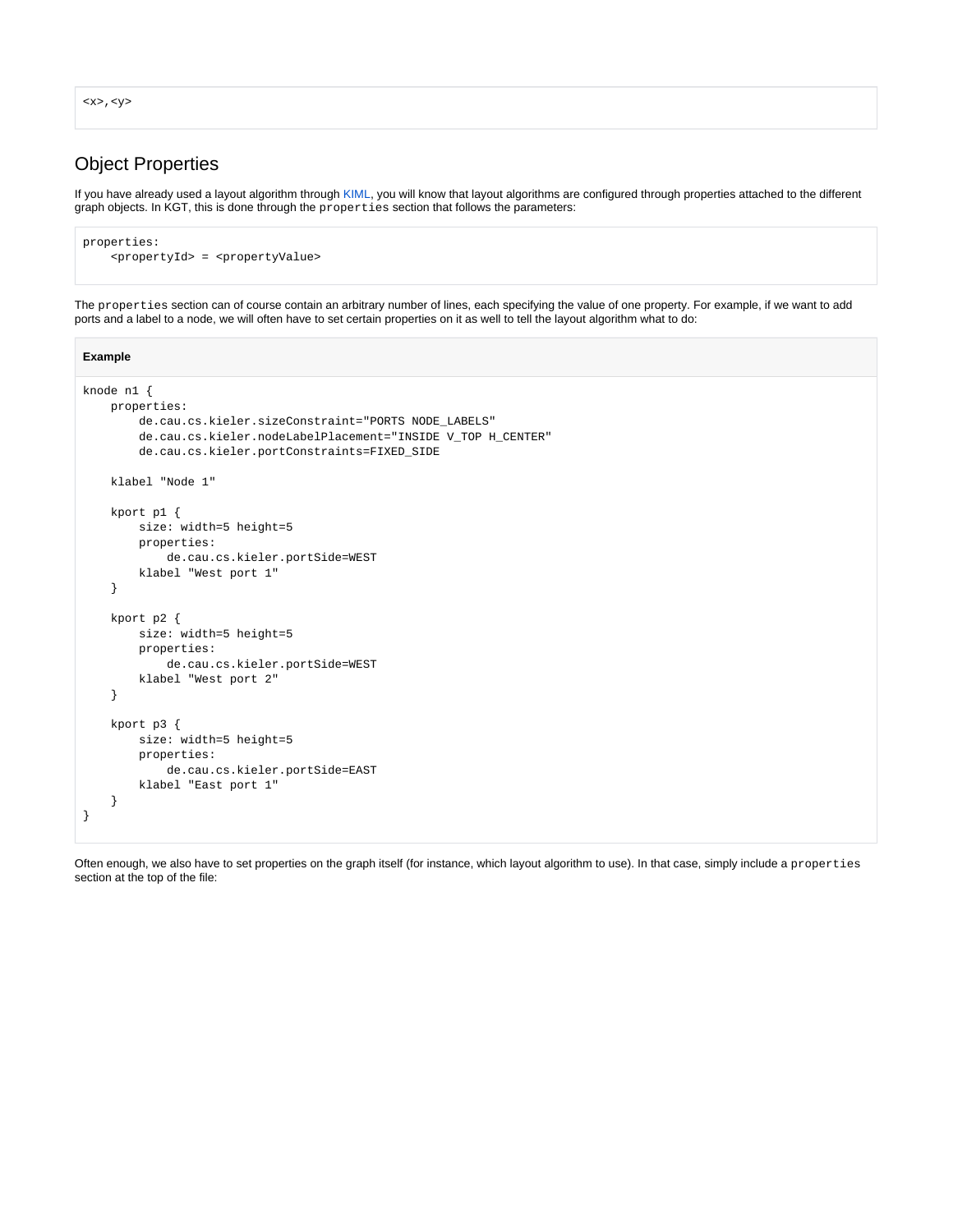```
<x>,<y>
```

## Object Properties

If you have already used a layout algorithm through KIML, you will know that layout algorithms are configured through properties attached to the different graph objects. In KGT, this is done through the `properties` section that follows the parameters:

```
properties:
    <propertyId> = <propertyValue>
```

The `properties` section can of course contain an arbitrary number of lines, each specifying the value of one property. For example, if we want to add ports and a label to a node, we will often have to set certain properties on it as well to tell the layout algorithm what to do:

**Example**

```
knode n1 {
    properties:
        de.cau.cs.kieler.sizeConstraint="PORTS NODE_LABELS"
        de.cau.cs.kieler.nodeLabelPlacement="INSIDE V_TOP H_CENTER"
        de.cau.cs.kieler.portConstraints=FIXED_SIDE

    klabel "Node 1"

    kport p1 {
        size: width=5 height=5
        properties:
            de.cau.cs.kieler.portSide=WEST
        klabel "West port 1"
    }

    kport p2 {
        size: width=5 height=5
        properties:
            de.cau.cs.kieler.portSide=WEST
        klabel "West port 2"
    }

    kport p3 {
        size: width=5 height=5
        properties:
            de.cau.cs.kieler.portSide=EAST
        klabel "East port 1"
    }
}
```

Often enough, we also have to set properties on the graph itself (for instance, which layout algorithm to use). In that case, simply include a `properties` section at the top of the file: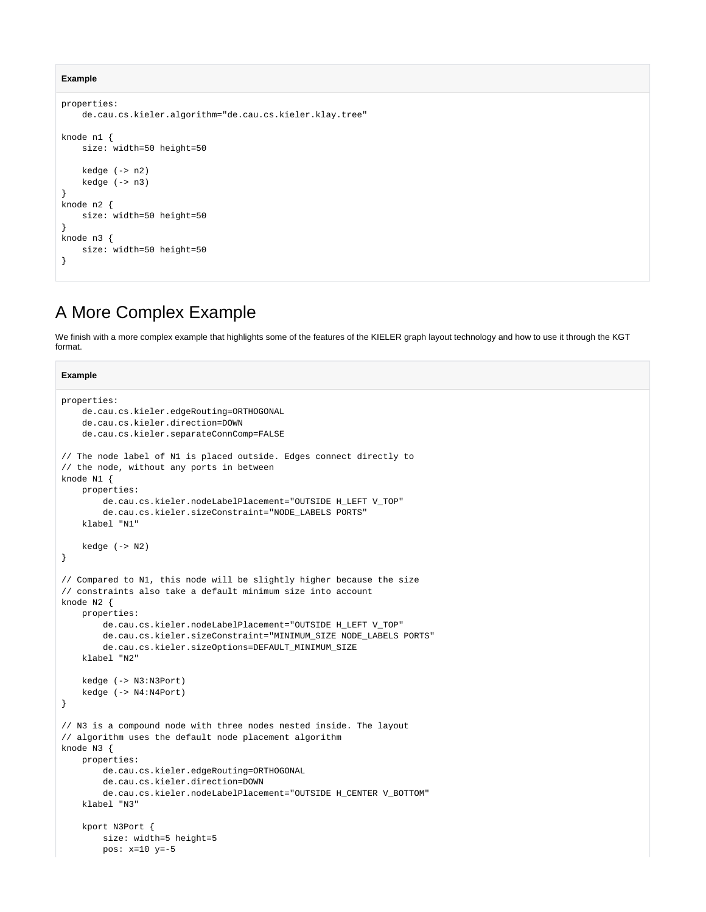**Example**

```
properties:
    de.cau.cs.kieler.algorithm="de.cau.cs.kieler.klay.tree"

knode n1 {
    size: width=50 height=50

    kedge (-> n2)
    kedge (-> n3)
}
knode n2 {
    size: width=50 height=50
}
knode n3 {
    size: width=50 height=50
}
```

## A More Complex Example

We finish with a more complex example that highlights some of the features of the KIELER graph layout technology and how to use it through the KGT format.

**Example**

```
properties:
    de.cau.cs.kieler.edgeRouting=ORTHOGONAL
    de.cau.cs.kieler.direction=DOWN
    de.cau.cs.kieler.separateConnComp=FALSE

// The node label of N1 is placed outside. Edges connect directly to
// the node, without any ports in between
knode N1 {
    properties:
        de.cau.cs.kieler.nodeLabelPlacement="OUTSIDE H_LEFT V_TOP"
        de.cau.cs.kieler.sizeConstraint="NODE_LABELS PORTS"
    klabel "N1"

    kedge (-> N2)
}

// Compared to N1, this node will be slightly higher because the size
// constraints also take a default minimum size into account
knode N2 {
    properties:
        de.cau.cs.kieler.nodeLabelPlacement="OUTSIDE H_LEFT V_TOP"
        de.cau.cs.kieler.sizeConstraint="MINIMUM_SIZE NODE_LABELS PORTS"
        de.cau.cs.kieler.sizeOptions=DEFAULT_MINIMUM_SIZE
    klabel "N2"

    kedge (-> N3:N3Port)
    kedge (-> N4:N4Port)
}

// N3 is a compound node with three nodes nested inside. The layout
// algorithm uses the default node placement algorithm
knode N3 {
    properties:
        de.cau.cs.kieler.edgeRouting=ORTHOGONAL
        de.cau.cs.kieler.direction=DOWN
        de.cau.cs.kieler.nodeLabelPlacement="OUTSIDE H_CENTER V_BOTTOM"
    klabel "N3"

    kport N3Port {
        size: width=5 height=5
        pos: x=10 y=-5
```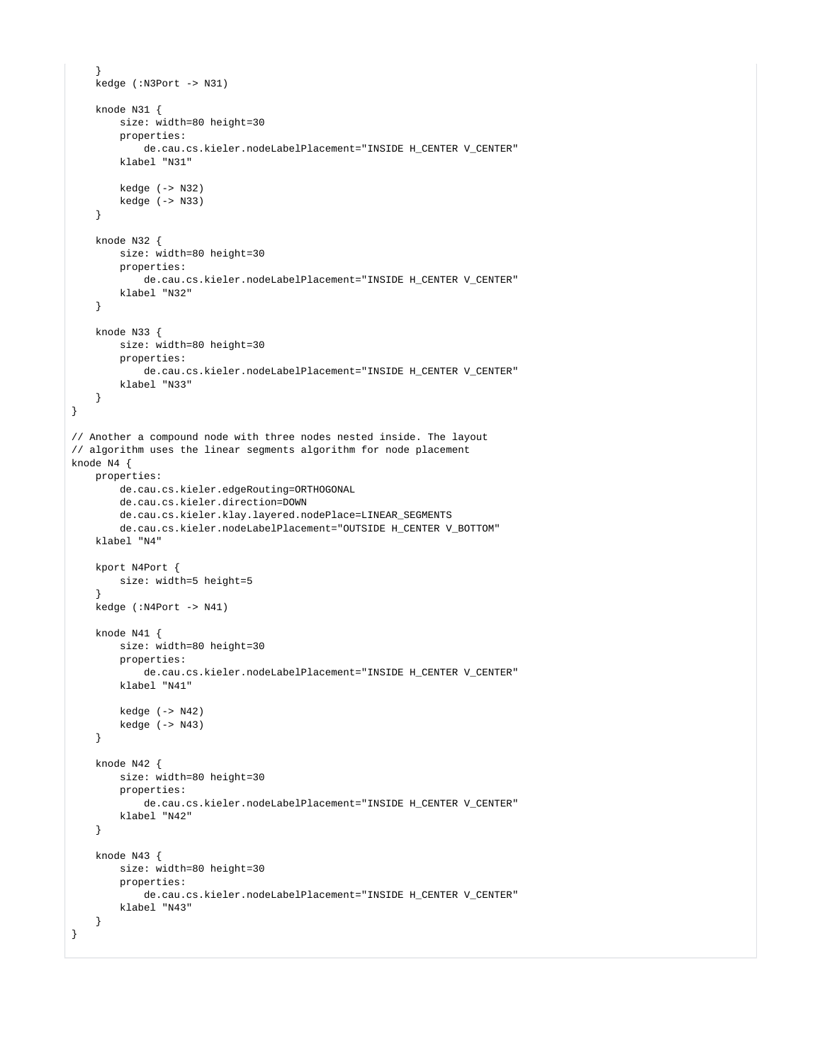```
    }
    kedge (:N3Port -> N31)

    knode N31 {
        size: width=80 height=30
        properties:
            de.cau.cs.kieler.nodeLabelPlacement="INSIDE H_CENTER V_CENTER"
        klabel "N31"

        kedge (-> N32)
        kedge (-> N33)
    }

    knode N32 {
        size: width=80 height=30
        properties:
            de.cau.cs.kieler.nodeLabelPlacement="INSIDE H_CENTER V_CENTER"
        klabel "N32"
    }

    knode N33 {
        size: width=80 height=30
        properties:
            de.cau.cs.kieler.nodeLabelPlacement="INSIDE H_CENTER V_CENTER"
        klabel "N33"
    }
}

// Another a compound node with three nodes nested inside. The layout
// algorithm uses the linear segments algorithm for node placement
knode N4 {
    properties:
        de.cau.cs.kieler.edgeRouting=ORTHOGONAL
        de.cau.cs.kieler.direction=DOWN
        de.cau.cs.kieler.klay.layered.nodePlace=LINEAR_SEGMENTS
        de.cau.cs.kieler.nodeLabelPlacement="OUTSIDE H_CENTER V_BOTTOM"
    klabel "N4"

    kport N4Port {
        size: width=5 height=5
    }
    kedge (:N4Port -> N41)

    knode N41 {
        size: width=80 height=30
        properties:
            de.cau.cs.kieler.nodeLabelPlacement="INSIDE H_CENTER V_CENTER"
        klabel "N41"

        kedge (-> N42)
        kedge (-> N43)
    }

    knode N42 {
        size: width=80 height=30
        properties:
            de.cau.cs.kieler.nodeLabelPlacement="INSIDE H_CENTER V_CENTER"
        klabel "N42"
    }

    knode N43 {
        size: width=80 height=30
        properties:
            de.cau.cs.kieler.nodeLabelPlacement="INSIDE H_CENTER V_CENTER"
        klabel "N43"
    }
}
```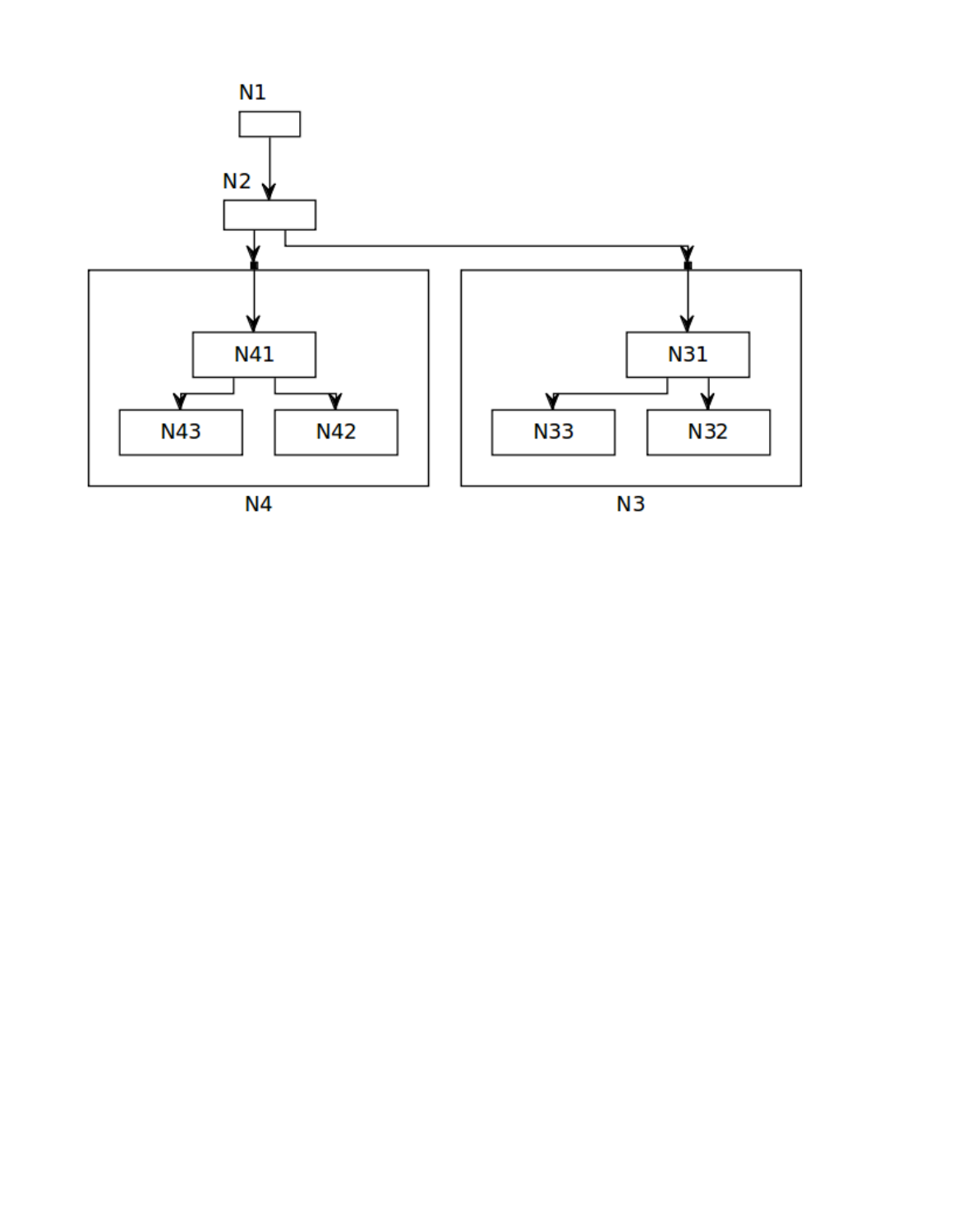N1

N2

N41

N43

N42

N4

N31

N33

N32

N3